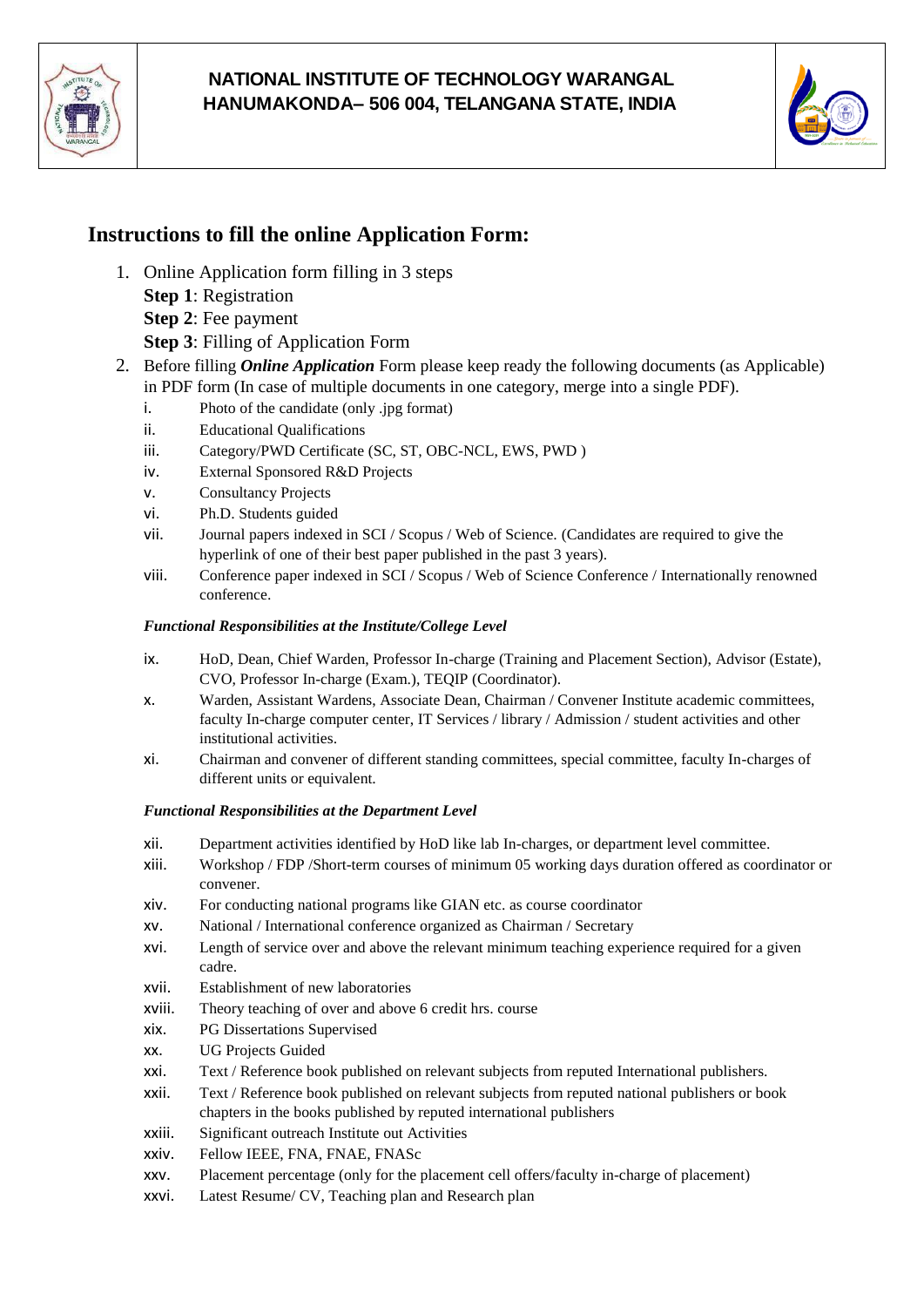**NATIONAL INSTITUTE OF TECHNOLOGY WARANGAL**
**HANUMAKONDA– 506 004, TELANGANA STATE, INDIA**

# Instructions to fill the online Application Form:

1. Online Application form filling in 3 steps
   **Step 1**: Registration
   **Step 2**: Fee payment
   **Step 3**: Filling of Application Form
2. Before filling ***Online Application*** Form please keep ready the following documents (as Applicable) in PDF form (In case of multiple documents in one category, merge into a single PDF).
   - i. Photo of the candidate (only .jpg format)
   - ii. Educational Qualifications
   - iii. Category/PWD Certificate (SC, ST, OBC-NCL, EWS, PWD )
   - iv. External Sponsored R&D Projects
   - v. Consultancy Projects
   - vi. Ph.D. Students guided
   - vii. Journal papers indexed in SCI / Scopus / Web of Science. (Candidates are required to give the hyperlink of one of their best paper published in the past 3 years).
   - viii. Conference paper indexed in SCI / Scopus / Web of Science Conference / Internationally renowned conference.

   ***Functional Responsibilities at the Institute/College Level***

   - ix. HoD, Dean, Chief Warden, Professor In-charge (Training and Placement Section), Advisor (Estate), CVO, Professor In-charge (Exam.), TEQIP (Coordinator).
   - x. Warden, Assistant Wardens, Associate Dean, Chairman / Convener Institute academic committees, faculty In-charge computer center, IT Services / library / Admission / student activities and other institutional activities.
   - xi. Chairman and convener of different standing committees, special committee, faculty In-charges of different units or equivalent.

   ***Functional Responsibilities at the Department Level***

   - xii. Department activities identified by HoD like lab In-charges, or department level committee.
   - xiii. Workshop / FDP /Short-term courses of minimum 05 working days duration offered as coordinator or convener.
   - xiv. For conducting national programs like GIAN etc. as course coordinator
   - xv. National / International conference organized as Chairman / Secretary
   - xvi. Length of service over and above the relevant minimum teaching experience required for a given cadre.
   - xvii. Establishment of new laboratories
   - xviii. Theory teaching of over and above 6 credit hrs. course
   - xix. PG Dissertations Supervised
   - xx. UG Projects Guided
   - xxi. Text / Reference book published on relevant subjects from reputed International publishers.
   - xxii. Text / Reference book published on relevant subjects from reputed national publishers or book chapters in the books published by reputed international publishers
   - xxiii. Significant outreach Institute out Activities
   - xxiv. Fellow IEEE, FNA, FNAE, FNASc
   - xxv. Placement percentage (only for the placement cell offers/faculty in-charge of placement)
   - xxvi. Latest Resume/ CV, Teaching plan and Research plan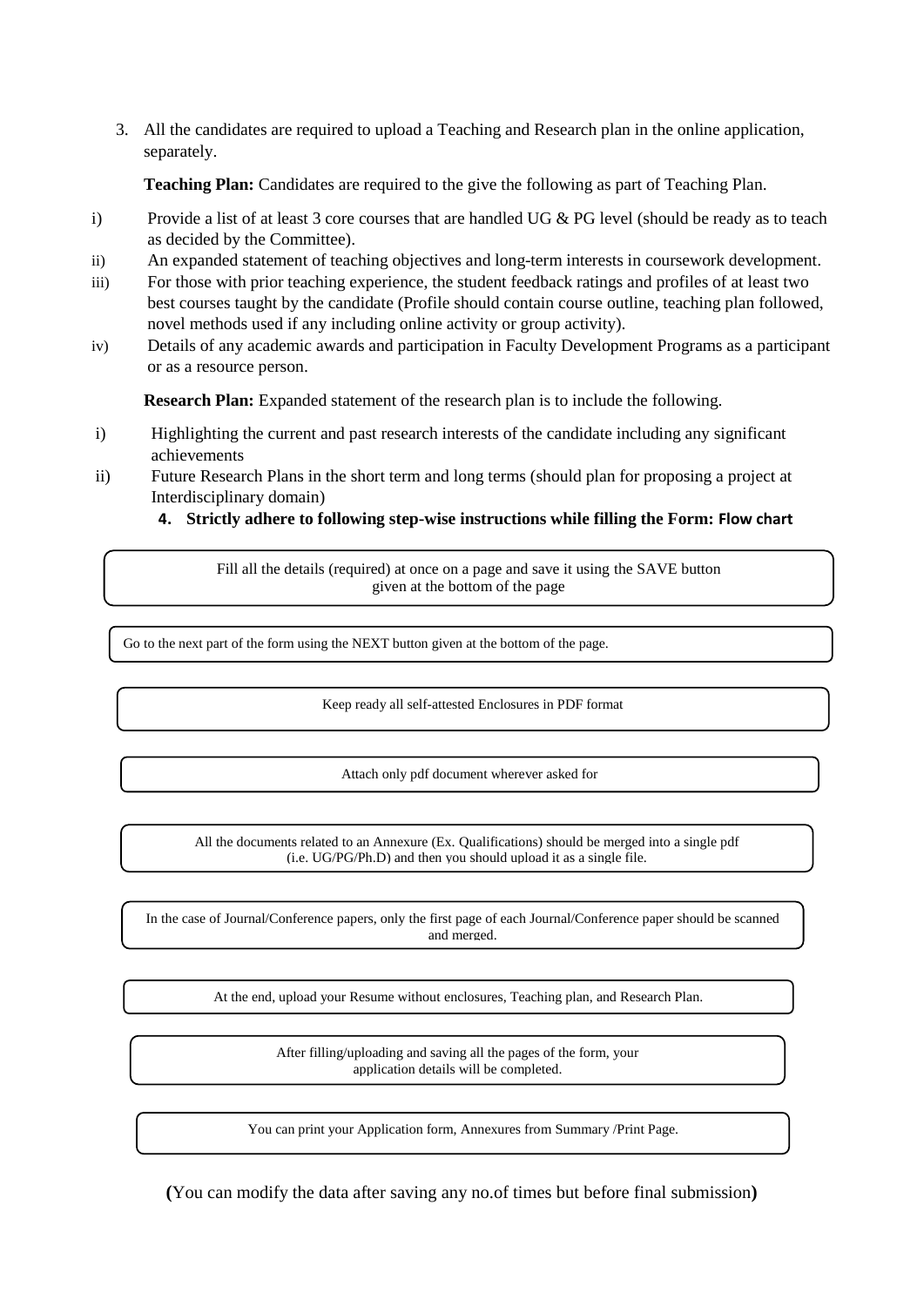3. All the candidates are required to upload a Teaching and Research plan in the online application, separately.

**Teaching Plan:** Candidates are required to the give the following as part of Teaching Plan.

i) Provide a list of at least 3 core courses that are handled UG & PG level (should be ready as to teach as decided by the Committee).

ii) An expanded statement of teaching objectives and long-term interests in coursework development.

iii) For those with prior teaching experience, the student feedback ratings and profiles of at least two best courses taught by the candidate (Profile should contain course outline, teaching plan followed, novel methods used if any including online activity or group activity).

iv) Details of any academic awards and participation in Faculty Development Programs as a participant or as a resource person.

**Research Plan:** Expanded statement of the research plan is to include the following.

i) Highlighting the current and past research interests of the candidate including any significant achievements

ii) Future Research Plans in the short term and long terms (should plan for proposing a project at Interdisciplinary domain)

4. **Strictly adhere to following step-wise instructions while filling the Form: Flow chart**

Fill all the details (required) at once on a page and save it using the SAVE button given at the bottom of the page

Go to the next part of the form using the NEXT button given at the bottom of the page.

Keep ready all self-attested Enclosures in PDF format

Attach only pdf document wherever asked for

All the documents related to an Annexure (Ex. Qualifications) should be merged into a single pdf (i.e. UG/PG/Ph.D) and then you should upload it as a single file.

In the case of Journal/Conference papers, only the first page of each Journal/Conference paper should be scanned and merged.

At the end, upload your Resume without enclosures, Teaching plan, and Research Plan.

After filling/uploading and saving all the pages of the form, your application details will be completed.

You can print your Application form, Annexures from Summary /Print Page.

**(**You can modify the data after saving any no.of times but before final submission**)**